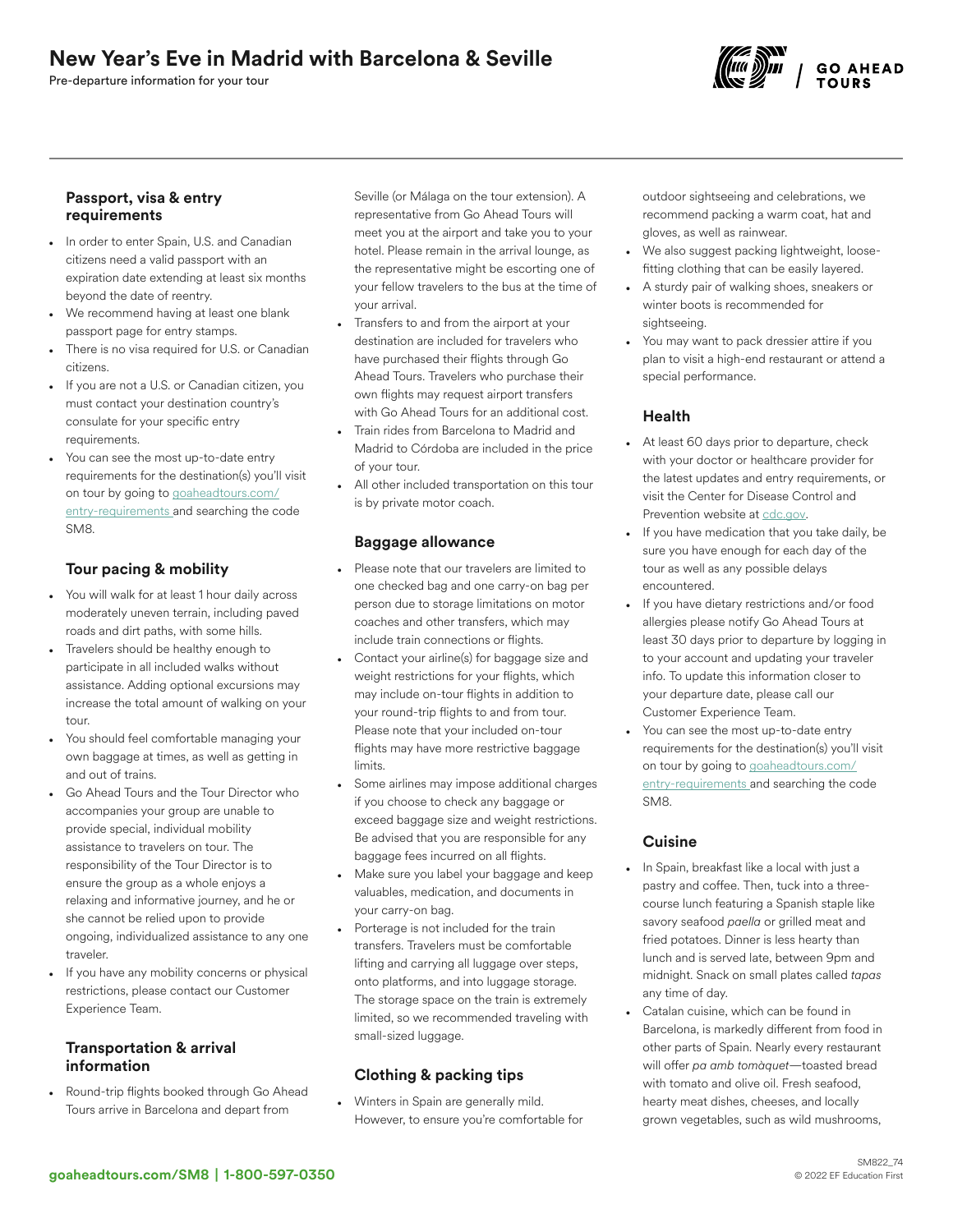# New Year's Eve in Madrid with Barcelona & Seville

Pre-departure information for your tour

### Passport, visa & entry requirements

- In order to enter Spain, U.S. and Canadian citizens need a valid passport with an expiration date extending at least six months beyond the date of reentry.
- We recommend having at least one blank passport page for entry stamps.
- There is no visa required for U.S. or Canadian citizens.
- If you are not a U.S. or Canadian citizen, you must contact your destination country's consulate for your specific entry requirements.
- You can see the most up-to-date entry requirements for the destination(s) you'll visit on tour by going to goaheadtours.com/entry-requirements and searching the code SM8.

### Tour pacing & mobility

- You will walk for at least 1 hour daily across moderately uneven terrain, including paved roads and dirt paths, with some hills.
- Travelers should be healthy enough to participate in all included walks without assistance. Adding optional excursions may increase the total amount of walking on your tour.
- You should feel comfortable managing your own baggage at times, as well as getting in and out of trains.
- Go Ahead Tours and the Tour Director who accompanies your group are unable to provide special, individual mobility assistance to travelers on tour. The responsibility of the Tour Director is to ensure the group as a whole enjoys a relaxing and informative journey, and he or she cannot be relied upon to provide ongoing, individualized assistance to any one traveler.
- If you have any mobility concerns or physical restrictions, please contact our Customer Experience Team.

### Transportation & arrival information

- Round-trip flights booked through Go Ahead Tours arrive in Barcelona and depart from Seville (or Málaga on the tour extension). A representative from Go Ahead Tours will meet you at the airport and take you to your hotel. Please remain in the arrival lounge, as the representative might be escorting one of your fellow travelers to the bus at the time of your arrival.
- Transfers to and from the airport at your destination are included for travelers who have purchased their flights through Go Ahead Tours. Travelers who purchase their own flights may request airport transfers with Go Ahead Tours for an additional cost.
- Train rides from Barcelona to Madrid and Madrid to Córdoba are included in the price of your tour.
- All other included transportation on this tour is by private motor coach.

### Baggage allowance

- Please note that our travelers are limited to one checked bag and one carry-on bag per person due to storage limitations on motor coaches and other transfers, which may include train connections or flights.
- Contact your airline(s) for baggage size and weight restrictions for your flights, which may include on-tour flights in addition to your round-trip flights to and from tour. Please note that your included on-tour flights may have more restrictive baggage limits.
- Some airlines may impose additional charges if you choose to check any baggage or exceed baggage size and weight restrictions. Be advised that you are responsible for any baggage fees incurred on all flights.
- Make sure you label your baggage and keep valuables, medication, and documents in your carry-on bag.
- Porterage is not included for the train transfers. Travelers must be comfortable lifting and carrying all luggage over steps, onto platforms, and into luggage storage. The storage space on the train is extremely limited, so we recommended traveling with small-sized luggage.

### Clothing & packing tips

- Winters in Spain are generally mild. However, to ensure you're comfortable for outdoor sightseeing and celebrations, we recommend packing a warm coat, hat and gloves, as well as rainwear.
- We also suggest packing lightweight, loose-fitting clothing that can be easily layered.
- A sturdy pair of walking shoes, sneakers or winter boots is recommended for sightseeing.
- You may want to pack dressier attire if you plan to visit a high-end restaurant or attend a special performance.

### Health

- At least 60 days prior to departure, check with your doctor or healthcare provider for the latest updates and entry requirements, or visit the Center for Disease Control and Prevention website at cdc.gov.
- If you have medication that you take daily, be sure you have enough for each day of the tour as well as any possible delays encountered.
- If you have dietary restrictions and/or food allergies please notify Go Ahead Tours at least 30 days prior to departure by logging in to your account and updating your traveler info. To update this information closer to your departure date, please call our Customer Experience Team.
- You can see the most up-to-date entry requirements for the destination(s) you'll visit on tour by going to goaheadtours.com/entry-requirements and searching the code SM8.

### Cuisine

- In Spain, breakfast like a local with just a pastry and coffee. Then, tuck into a three-course lunch featuring a Spanish staple like savory seafood *paella* or grilled meat and fried potatoes. Dinner is less hearty than lunch and is served late, between 9pm and midnight. Snack on small plates called *tapas* any time of day.
- Catalan cuisine, which can be found in Barcelona, is markedly different from food in other parts of Spain. Nearly every restaurant will offer *pa amb tomàquet*—toasted bread with tomato and olive oil. Fresh seafood, hearty meat dishes, cheeses, and locally grown vegetables, such as wild mushrooms,

goaheadtours.com/SM8 | 1-800-597-0350

SM822_74
© 2022 EF Education First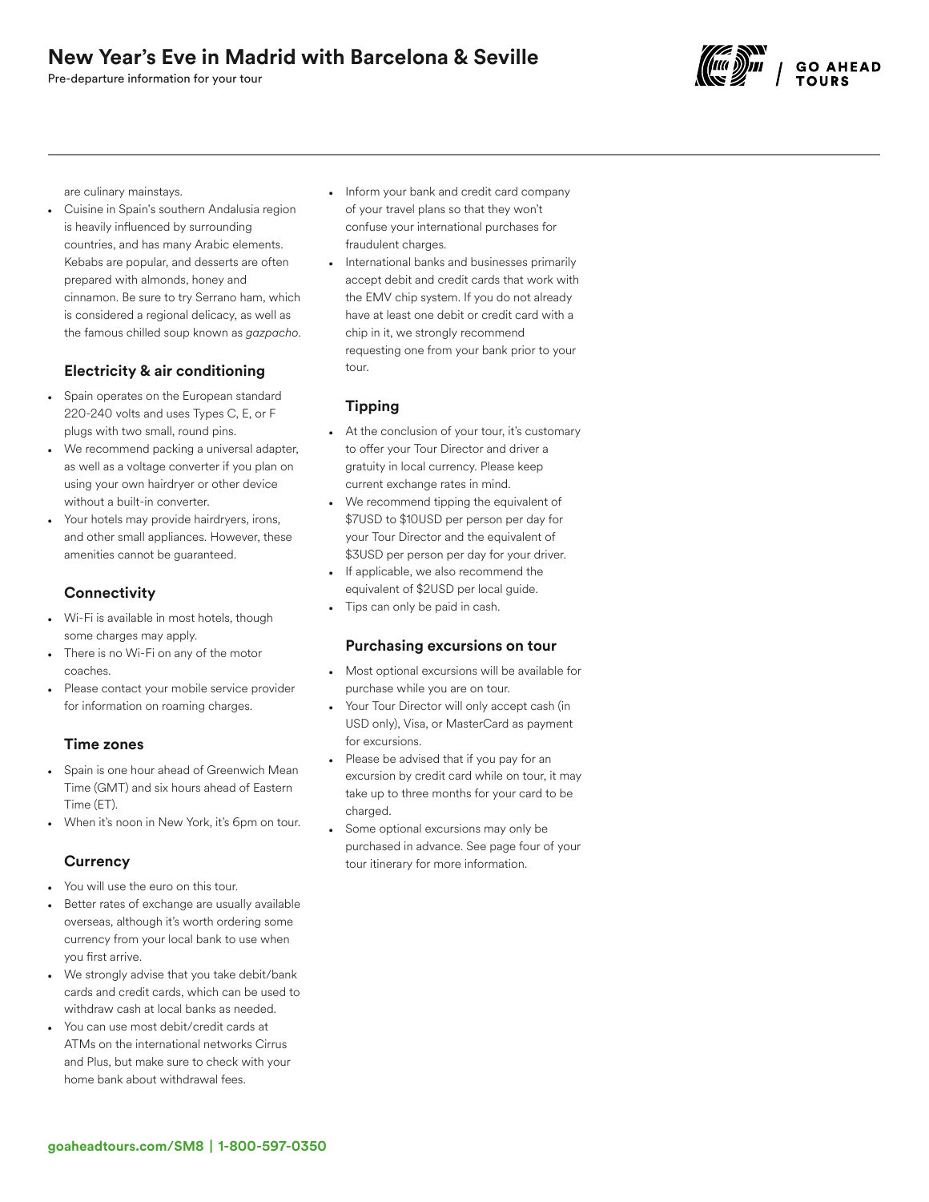are culinary mainstays.

- Cuisine in Spain's southern Andalusia region is heavily influenced by surrounding countries, and has many Arabic elements. Kebabs are popular, and desserts are often prepared with almonds, honey and cinnamon. Be sure to try Serrano ham, which is considered a regional delicacy, as well as the famous chilled soup known as *gazpacho*.

### Electricity & air conditioning

- Spain operates on the European standard 220-240 volts and uses Types C, E, or F plugs with two small, round pins.
- We recommend packing a universal adapter, as well as a voltage converter if you plan on using your own hairdryer or other device without a built-in converter.
- Your hotels may provide hairdryers, irons, and other small appliances. However, these amenities cannot be guaranteed.

### Connectivity

- Wi-Fi is available in most hotels, though some charges may apply.
- There is no Wi-Fi on any of the motor coaches.
- Please contact your mobile service provider for information on roaming charges.

### Time zones

- Spain is one hour ahead of Greenwich Mean Time (GMT) and six hours ahead of Eastern Time (ET).
- When it's noon in New York, it's 6pm on tour.

### Currency

- You will use the euro on this tour.
- Better rates of exchange are usually available overseas, although it's worth ordering some currency from your local bank to use when you first arrive.
- We strongly advise that you take debit/bank cards and credit cards, which can be used to withdraw cash at local banks as needed.
- You can use most debit/credit cards at ATMs on the international networks Cirrus and Plus, but make sure to check with your home bank about withdrawal fees.
- Inform your bank and credit card company of your travel plans so that they won't confuse your international purchases for fraudulent charges.
- International banks and businesses primarily accept debit and credit cards that work with the EMV chip system. If you do not already have at least one debit or credit card with a chip in it, we strongly recommend requesting one from your bank prior to your tour.

### Tipping

- At the conclusion of your tour, it's customary to offer your Tour Director and driver a gratuity in local currency. Please keep current exchange rates in mind.
- We recommend tipping the equivalent of $7USD to $10USD per person per day for your Tour Director and the equivalent of $3USD per person per day for your driver.
- If applicable, we also recommend the equivalent of $2USD per local guide.
- Tips can only be paid in cash.

### Purchasing excursions on tour

- Most optional excursions will be available for purchase while you are on tour.
- Your Tour Director will only accept cash (in USD only), Visa, or MasterCard as payment for excursions.
- Please be advised that if you pay for an excursion by credit card while on tour, it may take up to three months for your card to be charged.
- Some optional excursions may only be purchased in advance. See page four of your tour itinerary for more information.